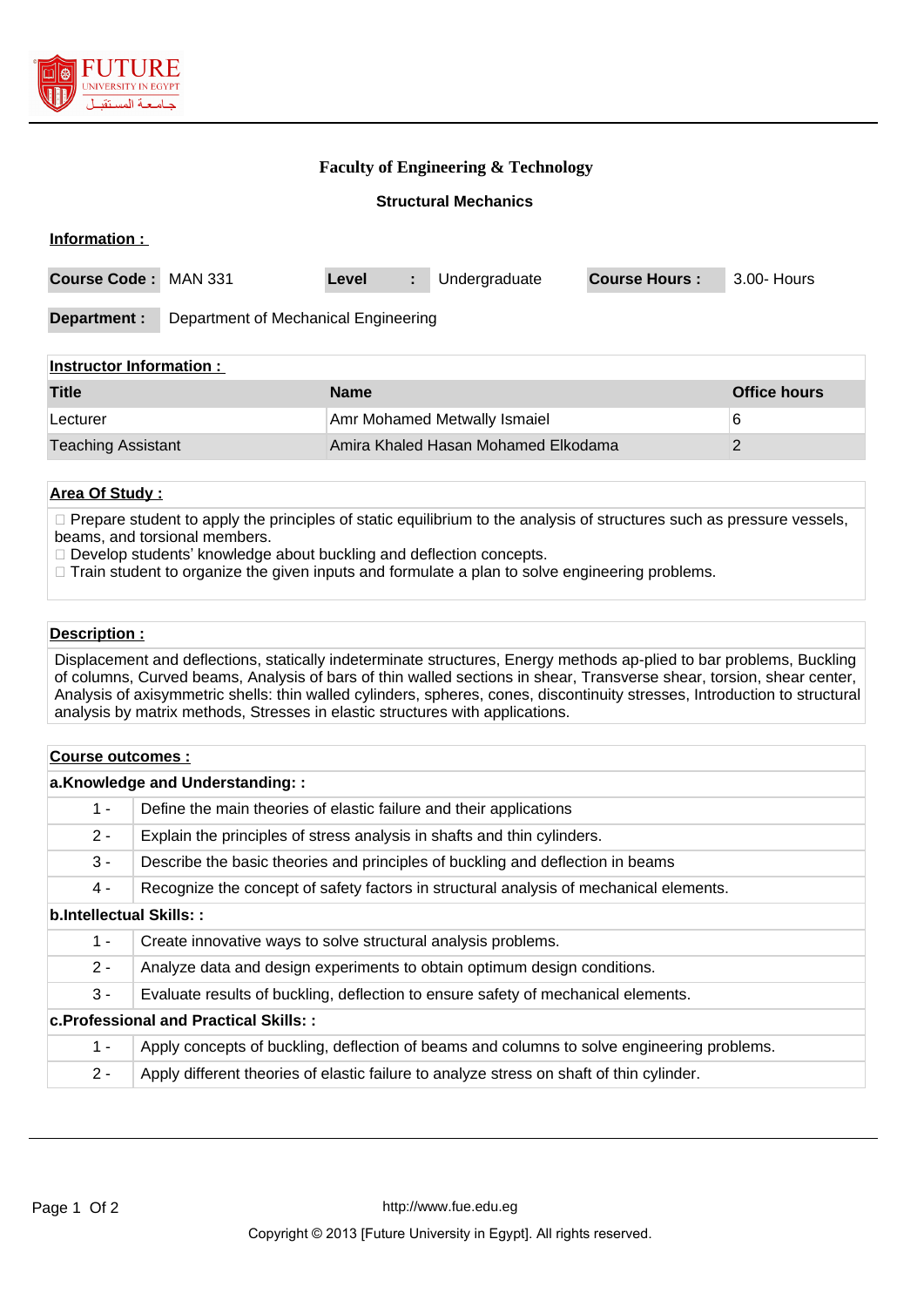# Faculty of Engineering & Technology

## Structural Mechanics

**Information :**

| Course Code : | MAN 331 | Level : | Undergraduate | Course Hours : | 3.00- Hours |
|---|---|---|---|---|---|

| Department : | Department of Mechanical Engineering |
|---|---|

**Instructor Information :**

| Title | Name | Office hours |
|---|---|---|
| Lecturer | Amr Mohamed Metwally Ismaiel | 6 |
| Teaching Assistant | Amira Khaled Hasan Mohamed Elkodama | 2 |

**Area Of Study :**

 Prepare student to apply the principles of static equilibrium to the analysis of structures such as pressure vessels, beams, and torsional members.
 Develop students' knowledge about buckling and deflection concepts.
 Train student to organize the given inputs and formulate a plan to solve engineering problems.

**Description :**

Displacement and deflections, statically indeterminate structures, Energy methods ap-plied to bar problems, Buckling of columns, Curved beams, Analysis of bars of thin walled sections in shear, Transverse shear, torsion, shear center, Analysis of axisymmetric shells: thin walled cylinders, spheres, cones, discontinuity stresses, Introduction to structural analysis by matrix methods, Stresses in elastic structures with applications.

**Course outcomes :**

**a.Knowledge and Understanding: :**

| | |
|---|---|
| 1 - | Define the main theories of elastic failure and their applications |
| 2 - | Explain the principles of stress analysis in shafts and thin cylinders. |
| 3 - | Describe the basic theories and principles of buckling and deflection in beams |
| 4 - | Recognize the concept of safety factors in structural analysis of mechanical elements. |

**b.Intellectual Skills: :**

| | |
|---|---|
| 1 - | Create innovative ways to solve structural analysis problems. |
| 2 - | Analyze data and design experiments to obtain optimum design conditions. |
| 3 - | Evaluate results of buckling, deflection to ensure safety of mechanical elements. |

**c.Professional and Practical Skills: :**

| | |
|---|---|
| 1 - | Apply concepts of buckling, deflection of beams and columns to solve engineering problems. |
| 2 - | Apply different theories of elastic failure to analyze stress on shaft of thin cylinder. |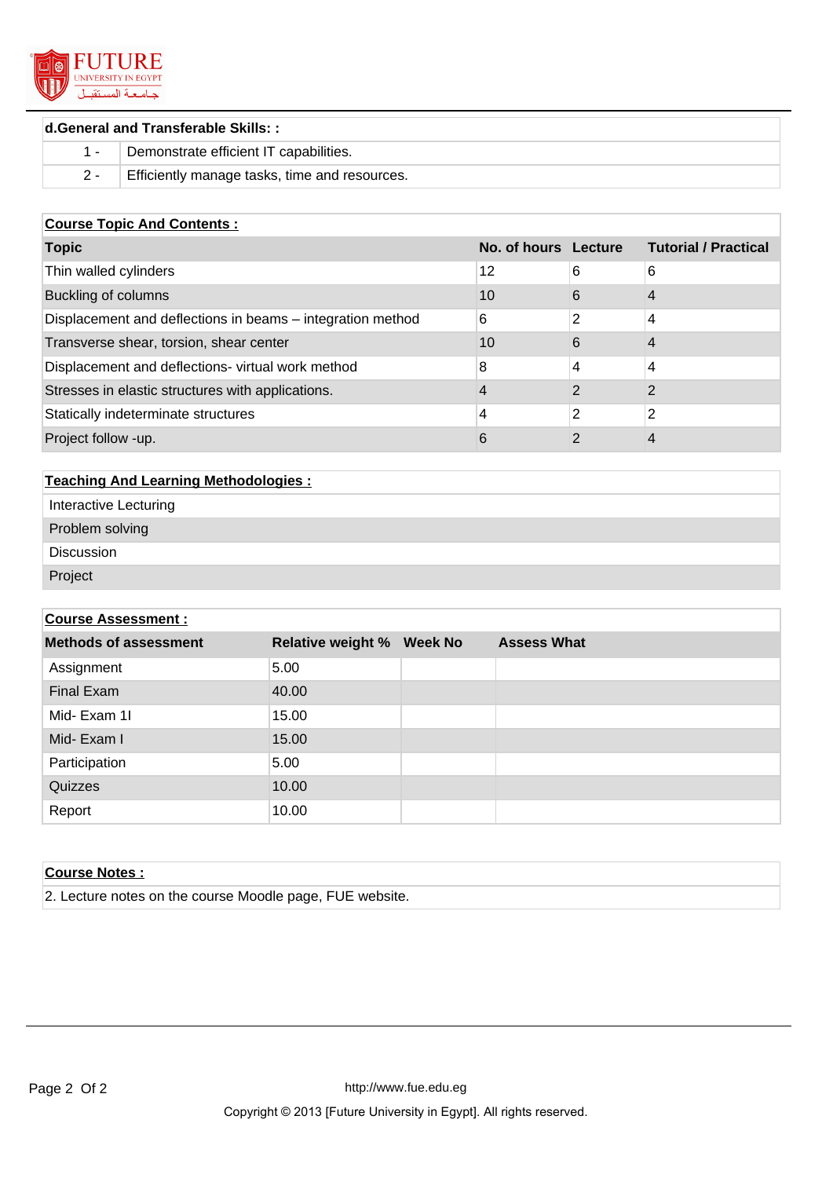| d.General and Transferable Skills: : | |
|---|---|
| 1 - | Demonstrate efficient IT capabilities. |
| 2 - | Efficiently manage tasks, time and resources. |

**Course Topic And Contents :**

| Topic | No. of hours | Lecture | Tutorial / Practical |
|---|---|---|---|
| Thin walled cylinders | 12 | 6 | 6 |
| Buckling of columns | 10 | 6 | 4 |
| Displacement and deflections in beams – integration method | 6 | 2 | 4 |
| Transverse shear, torsion, shear center | 10 | 6 | 4 |
| Displacement and deflections- virtual work method | 8 | 4 | 4 |
| Stresses in elastic structures with applications. | 4 | 2 | 2 |
| Statically indeterminate structures | 4 | 2 | 2 |
| Project follow -up. | 6 | 2 | 4 |

**Teaching And Learning Methodologies :**

- Interactive Lecturing
- Problem solving
- Discussion
- Project

**Course Assessment :**

| Methods of assessment | Relative weight % | Week No | Assess What |
|---|---|---|---|
| Assignment | 5.00 | | |
| Final Exam | 40.00 | | |
| Mid- Exam 1I | 15.00 | | |
| Mid- Exam I | 15.00 | | |
| Participation | 5.00 | | |
| Quizzes | 10.00 | | |
| Report | 10.00 | | |

**Course Notes :**

2. Lecture notes on the course Moodle page, FUE website.